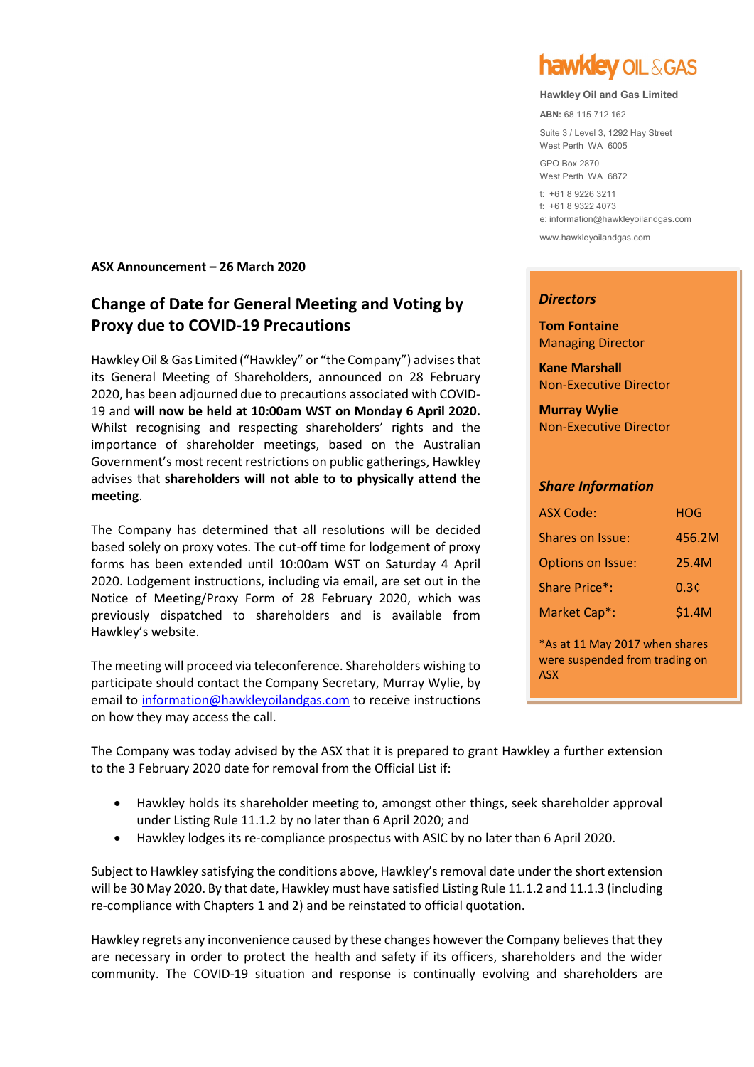hawkley OIL & GAS

**Hawkley Oil and Gas Limited**

**ABN:** 68 115 712 162

Suite 3 / Level 3, 1292 Hay Street
West Perth WA 6005

GPO Box 2870
West Perth WA 6872

t: +61 8 9226 3211
f: +61 8 9322 4073
e: information@hawkleyoilandgas.com

www.hawkleyoilandgas.com

**ASX Announcement – 26 March 2020**

## Change of Date for General Meeting and Voting by Proxy due to COVID-19 Precautions

Hawkley Oil & Gas Limited ("Hawkley" or "the Company") advises that its General Meeting of Shareholders, announced on 28 February 2020, has been adjourned due to precautions associated with COVID-19 and **will now be held at 10:00am WST on Monday 6 April 2020.** Whilst recognising and respecting shareholders' rights and the importance of shareholder meetings, based on the Australian Government's most recent restrictions on public gatherings, Hawkley advises that **shareholders will not able to to physically attend the meeting**.

The Company has determined that all resolutions will be decided based solely on proxy votes. The cut-off time for lodgement of proxy forms has been extended until 10:00am WST on Saturday 4 April 2020. Lodgement instructions, including via email, are set out in the Notice of Meeting/Proxy Form of 28 February 2020, which was previously dispatched to shareholders and is available from Hawkley's website.

The meeting will proceed via teleconference. Shareholders wishing to participate should contact the Company Secretary, Murray Wylie, by email to information@hawkleyoilandgas.com to receive instructions on how they may access the call.

### *Directors*

**Tom Fontaine**
Managing Director

**Kane Marshall**
Non-Executive Director

**Murray Wylie**
Non-Executive Director

### *Share Information*

| | |
|---|---|
| ASX Code: | HOG |
| Shares on Issue: | 456.2M |
| Options on Issue: | 25.4M |
| Share Price*: | 0.3¢ |
| Market Cap*: | $1.4M |

*As at 11 May 2017 when shares were suspended from trading on ASX

The Company was today advised by the ASX that it is prepared to grant Hawkley a further extension to the 3 February 2020 date for removal from the Official List if:

- Hawkley holds its shareholder meeting to, amongst other things, seek shareholder approval under Listing Rule 11.1.2 by no later than 6 April 2020; and
- Hawkley lodges its re-compliance prospectus with ASIC by no later than 6 April 2020.

Subject to Hawkley satisfying the conditions above, Hawkley's removal date under the short extension will be 30 May 2020. By that date, Hawkley must have satisfied Listing Rule 11.1.2 and 11.1.3 (including re-compliance with Chapters 1 and 2) and be reinstated to official quotation.

Hawkley regrets any inconvenience caused by these changes however the Company believes that they are necessary in order to protect the health and safety if its officers, shareholders and the wider community. The COVID-19 situation and response is continually evolving and shareholders are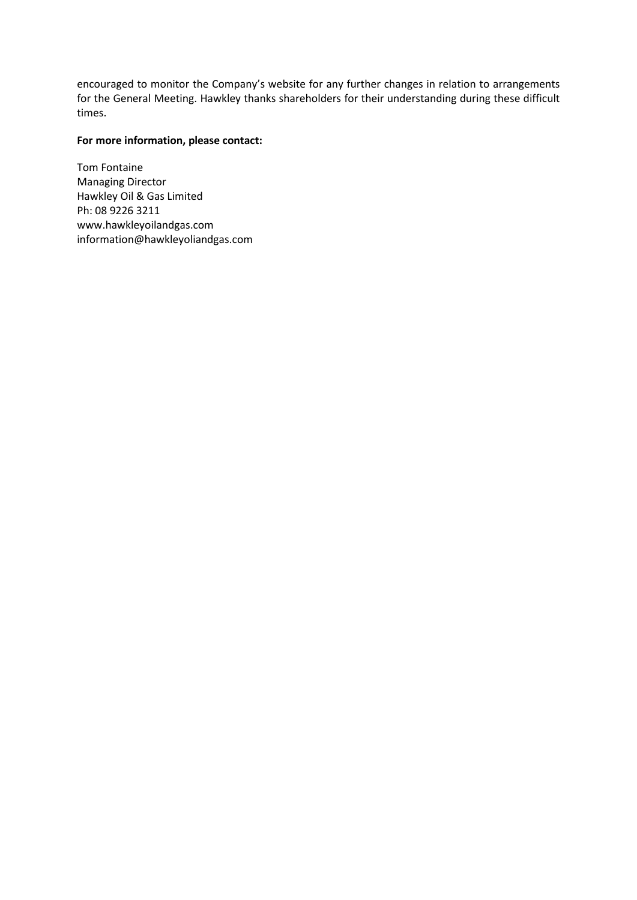encouraged to monitor the Company's website for any further changes in relation to arrangements for the General Meeting. Hawkley thanks shareholders for their understanding during these difficult times.

**For more information, please contact:**

Tom Fontaine
Managing Director
Hawkley Oil & Gas Limited
Ph: 08 9226 3211
www.hawkleyoilandgas.com
information@hawkleyoliandgas.com